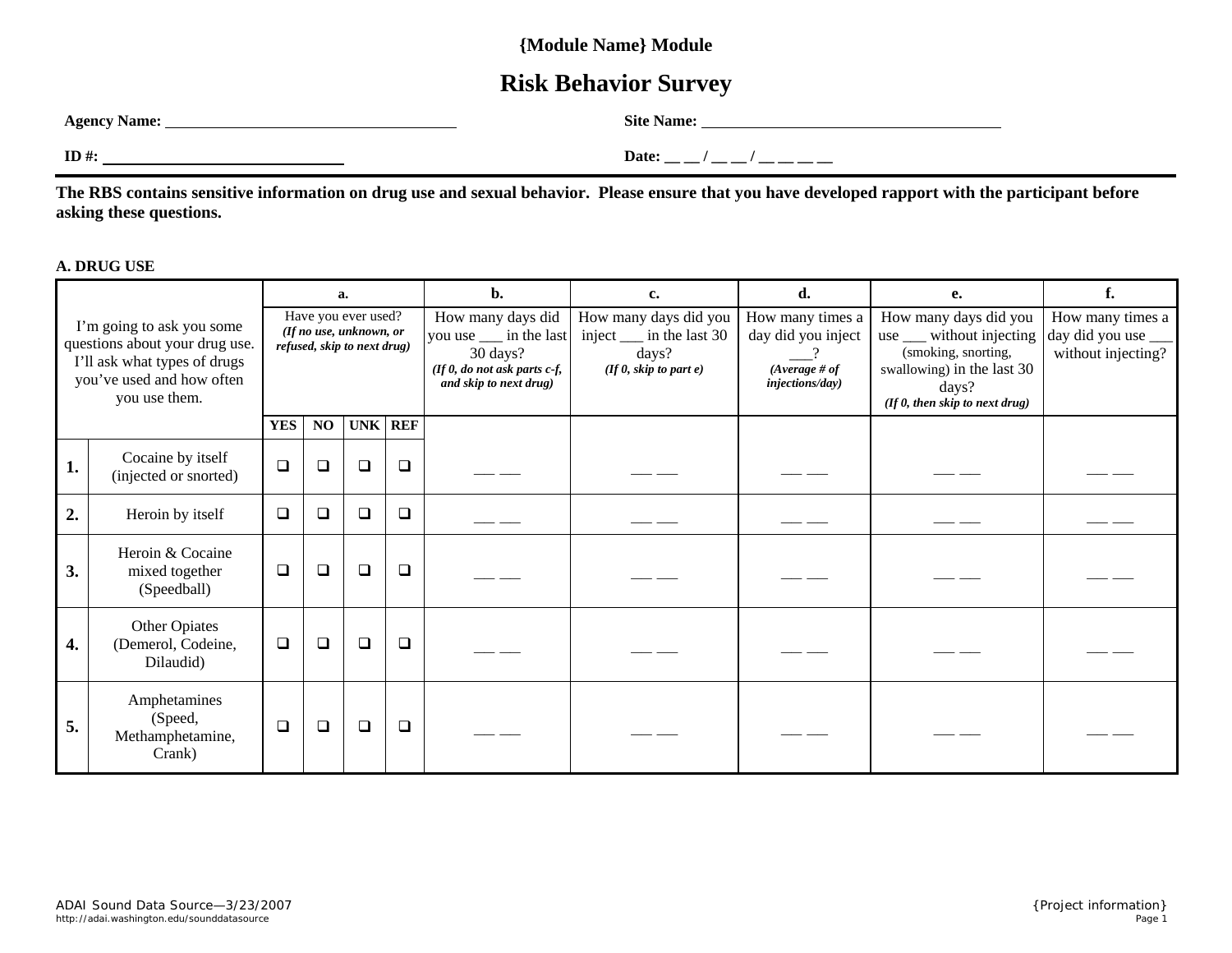**{Module Name} Module**

# Risk Behavior Survey

**Agency Name:** ____________________________________ **Site Name:** ______________________________________

**ID #:** ______________________________ **Date:** __ __ / __ __ / __ __ __ __

**The RBS contains sensitive information on drug use and sexual behavior. Please ensure that you have developed rapport with the participant before asking these questions.**

**A. DRUG USE**

| I'm going to ask you some questions about your drug use. I'll ask what types of drugs you've used and how often you use them. | | **a.** Have you ever used? *(If no use, unknown, or refused, skip to next drug)* | | | | **b.** How many days did you use ___ in the last 30 days? *(If 0, do not ask parts c-f, and skip to next drug)* | **c.** How many days did you inject ___ in the last 30 days? *(If 0, skip to part e)* | **d.** How many times a day did you inject ___? *(Average # of injections/day)* | **e.** How many days did you use ___ without injecting (smoking, snorting, swallowing) in the last 30 days? *(If 0, then skip to next drug)* | **f.** How many times a day did you use ___ without injecting? |
|---|---|---|---|---|---|---|---|---|---|---|
| | | **YES** | **NO** | **UNK** | **REF** | | | | | |
| **1.** | Cocaine by itself (injected or snorted) | ❑ | ❑ | ❑ | ❑ | __ __ | __ __ | __ __ | __ __ | __ __ |
| **2.** | Heroin by itself | ❑ | ❑ | ❑ | ❑ | __ __ | __ __ | __ __ | __ __ | __ __ |
| **3.** | Heroin & Cocaine mixed together (Speedball) | ❑ | ❑ | ❑ | ❑ | __ __ | __ __ | __ __ | __ __ | __ __ |
| **4.** | Other Opiates (Demerol, Codeine, Dilaudid) | ❑ | ❑ | ❑ | ❑ | __ __ | __ __ | __ __ | __ __ | __ __ |
| **5.** | Amphetamines (Speed, Methamphetamine, Crank) | ❑ | ❑ | ❑ | ❑ | __ __ | __ __ | __ __ | __ __ | __ __ |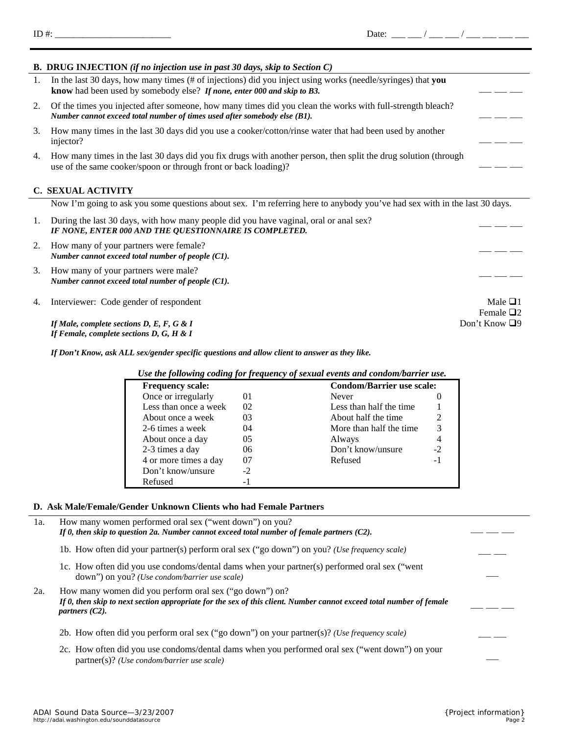ID #: ________________________ Date: ___ ___ / ___ ___ / ___ ___ ___ ___

## B. DRUG INJECTION *(if no injection use in past 30 days, skip to Section C)*

1. In the last 30 days, how many times (# of injections) did you inject using works (needle/syringes) that **you know** had been used by somebody else? ***If none, enter 000 and skip to B3.*** ___ ___ ___

2. Of the times you injected after someone, how many times did you clean the works with full-strength bleach? ***Number cannot exceed total number of times used after somebody else (B1).*** ___ ___ ___

3. How many times in the last 30 days did you use a cooker/cotton/rinse water that had been used by another injector? ___ ___ ___

4. How many times in the last 30 days did you fix drugs with another person, then split the drug solution (through use of the same cooker/spoon or through front or back loading)? ___ ___ ___

## C. SEXUAL ACTIVITY

Now I'm going to ask you some questions about sex. I'm referring here to anybody you've had sex with in the last 30 days.

1. During the last 30 days, with how many people did you have vaginal, oral or anal sex? ***IF NONE, ENTER 000 AND THE QUESTIONNAIRE IS COMPLETED.*** ___ ___ ___

2. How many of your partners were female? ***Number cannot exceed total number of people (C1).*** ___ ___ ___

3. How many of your partners were male? ***Number cannot exceed total number of people (C1).*** ___ ___ ___

4. Interviewer: Code gender of respondent
   - Male ❑1
   - Female ❑2
   - Don't Know ❑9

   ***If Male, complete sections D, E, F, G & I***
   ***If Female, complete sections D, G, H & I***

   ***If Don't Know, ask ALL sex/gender specific questions and allow client to answer as they like.***

***Use the following coding for frequency of sexual events and condom/barrier use.***

| **Frequency scale:** | | **Condom/Barrier use scale:** | |
|---|---|---|---|
| Once or irregularly | 01 | Never | 0 |
| Less than once a week | 02 | Less than half the time | 1 |
| About once a week | 03 | About half the time | 2 |
| 2-6 times a week | 04 | More than half the time | 3 |
| About once a day | 05 | Always | 4 |
| 2-3 times a day | 06 | Don't know/unsure | -2 |
| 4 or more times a day | 07 | Refused | -1 |
| Don't know/unsure | -2 | | |
| Refused | -1 | | |

## D. Ask Male/Female/Gender Unknown Clients who had Female Partners

1a. How many women performed oral sex ("went down") on you? ***If 0, then skip to question 2a. Number cannot exceed total number of female partners (C2).*** ___ ___ ___

1b. How often did your partner(s) perform oral sex ("go down") on you? *(Use frequency scale)* ___ ___

1c. How often did you use condoms/dental dams when your partner(s) performed oral sex ("went down") on you? *(Use condom/barrier use scale)* ___

2a. How many women did you perform oral sex ("go down") on? ***If 0, then skip to next section appropriate for the sex of this client. Number cannot exceed total number of female partners (C2).*** ___ ___ ___

2b. How often did you perform oral sex ("go down") on your partner(s)? *(Use frequency scale)* ___ ___

2c. How often did you use condoms/dental dams when you performed oral sex ("went down") on your partner(s)? *(Use condom/barrier use scale)* ___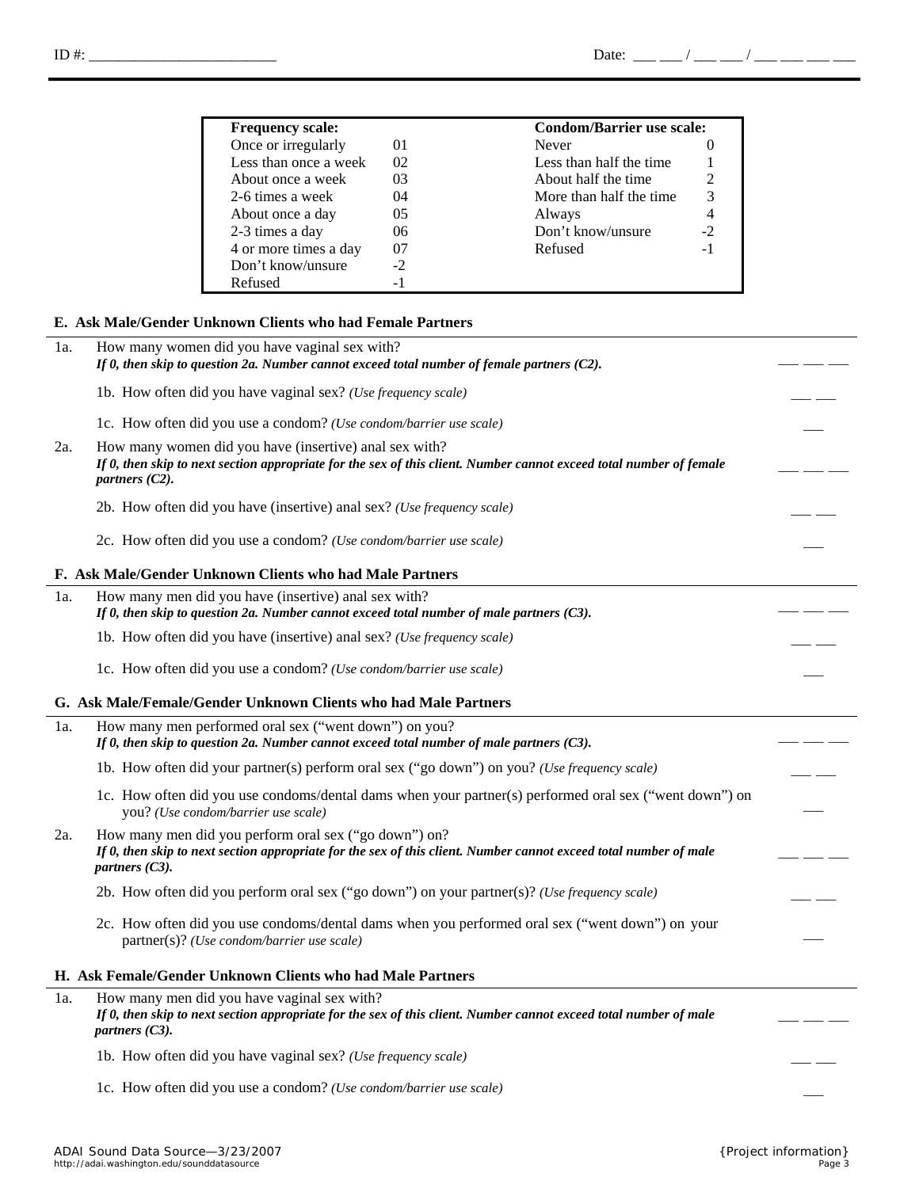ID #: ________________________ Date: ___ ___ / ___ ___ / ___ ___ ___ ___

| **Frequency scale:** | | **Condom/Barrier use scale:** | |
|---|---|---|---|
| Once or irregularly | 01 | Never | 0 |
| Less than once a week | 02 | Less than half the time | 1 |
| About once a week | 03 | About half the time | 2 |
| 2-6 times a week | 04 | More than half the time | 3 |
| About once a day | 05 | Always | 4 |
| 2-3 times a day | 06 | Don't know/unsure | -2 |
| 4 or more times a day | 07 | Refused | -1 |
| Don't know/unsure | -2 | | |
| Refused | -1 | | |

### E. Ask Male/Gender Unknown Clients who had Female Partners

1a. How many women did you have vaginal sex with?
***If 0, then skip to question 2a. Number cannot exceed total number of female partners (C2).*** ___ ___ ___

1b. How often did you have vaginal sex? *(Use frequency scale)* ___ ___

1c. How often did you use a condom? *(Use condom/barrier use scale)* ___

2a. How many women did you have (insertive) anal sex with?
***If 0, then skip to next section appropriate for the sex of this client. Number cannot exceed total number of female partners (C2).*** ___ ___ ___

2b. How often did you have (insertive) anal sex? *(Use frequency scale)* ___ ___

2c. How often did you use a condom? *(Use condom/barrier use scale)* ___

### F. Ask Male/Gender Unknown Clients who had Male Partners

1a. How many men did you have (insertive) anal sex with?
***If 0, then skip to question 2a. Number cannot exceed total number of male partners (C3).*** ___ ___ ___

1b. How often did you have (insertive) anal sex? *(Use frequency scale)* ___ ___

1c. How often did you use a condom? *(Use condom/barrier use scale)* ___

### G. Ask Male/Female/Gender Unknown Clients who had Male Partners

1a. How many men performed oral sex ("went down") on you?
***If 0, then skip to question 2a. Number cannot exceed total number of male partners (C3).*** ___ ___ ___

1b. How often did your partner(s) perform oral sex ("go down") on you? *(Use frequency scale)* ___ ___

1c. How often did you use condoms/dental dams when your partner(s) performed oral sex ("went down") on you? *(Use condom/barrier use scale)* ___

2a. How many men did you perform oral sex ("go down") on?
***If 0, then skip to next section appropriate for the sex of this client. Number cannot exceed total number of male partners (C3).*** ___ ___ ___

2b. How often did you perform oral sex ("go down") on your partner(s)? *(Use frequency scale)* ___ ___

2c. How often did you use condoms/dental dams when you performed oral sex ("went down") on your partner(s)? *(Use condom/barrier use scale)* ___

### H. Ask Female/Gender Unknown Clients who had Male Partners

1a. How many men did you have vaginal sex with?
***If 0, then skip to next section appropriate for the sex of this client. Number cannot exceed total number of male partners (C3).*** ___ ___ ___

1b. How often did you have vaginal sex? *(Use frequency scale)* ___ ___

1c. How often did you use a condom? *(Use condom/barrier use scale)* ___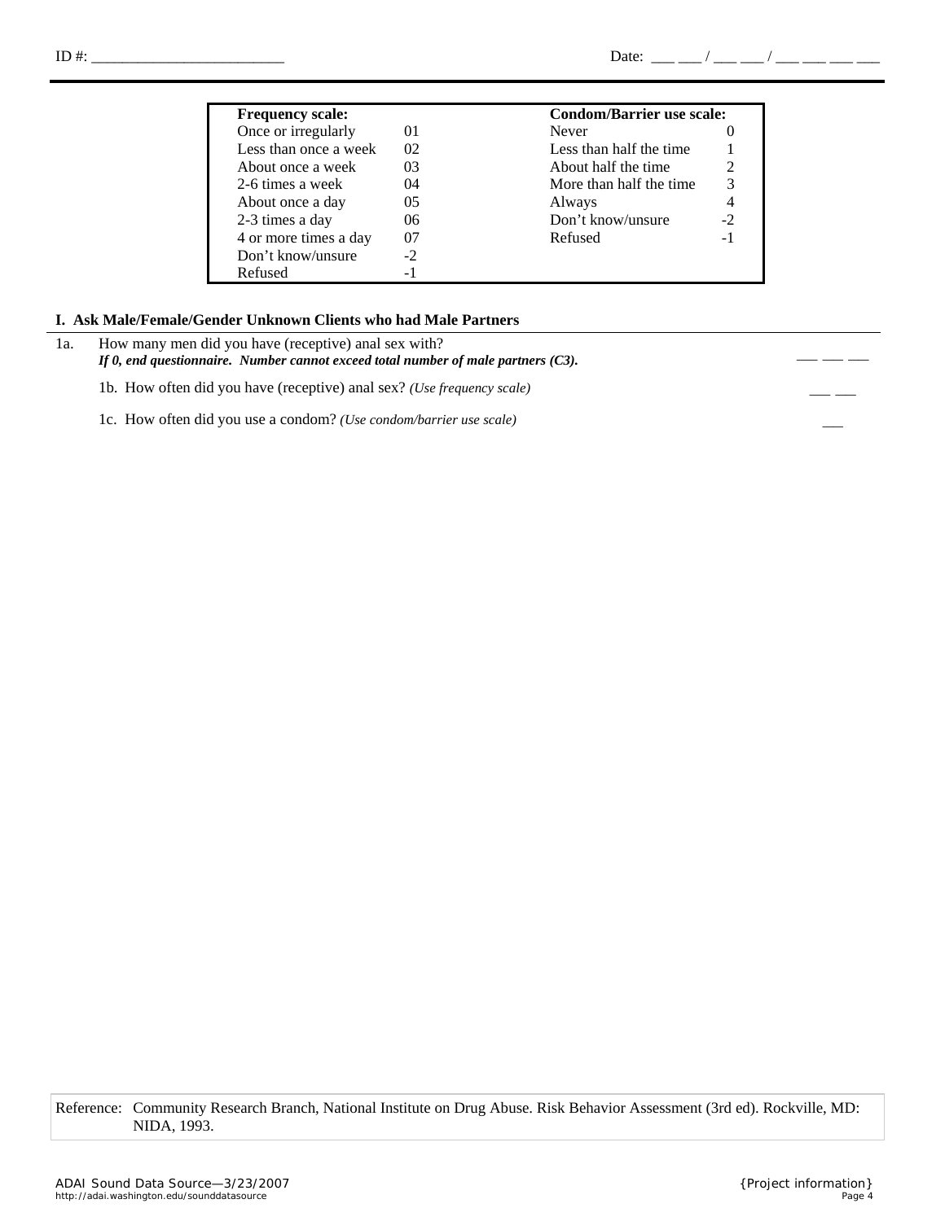ID #: _________________________ Date: ___ ___ / ___ ___ / ___ ___ ___ ___

| **Frequency scale:** | | **Condom/Barrier use scale:** | |
|---|---|---|---|
| Once or irregularly | 01 | Never | 0 |
| Less than once a week | 02 | Less than half the time | 1 |
| About once a week | 03 | About half the time | 2 |
| 2-6 times a week | 04 | More than half the time | 3 |
| About once a day | 05 | Always | 4 |
| 2-3 times a day | 06 | Don't know/unsure | -2 |
| 4 or more times a day | 07 | Refused | -1 |
| Don't know/unsure | -2 | | |
| Refused | -1 | | |

**I. Ask Male/Female/Gender Unknown Clients who had Male Partners**

1a. How many men did you have (receptive) anal sex with?
***If 0, end questionnaire. Number cannot exceed total number of male partners (C3).*** ___ ___ ___

1b. How often did you have (receptive) anal sex? *(Use frequency scale)* ___ ___

1c. How often did you use a condom? *(Use condom/barrier use scale)* ___

Reference: Community Research Branch, National Institute on Drug Abuse. Risk Behavior Assessment (3rd ed). Rockville, MD: NIDA, 1993.